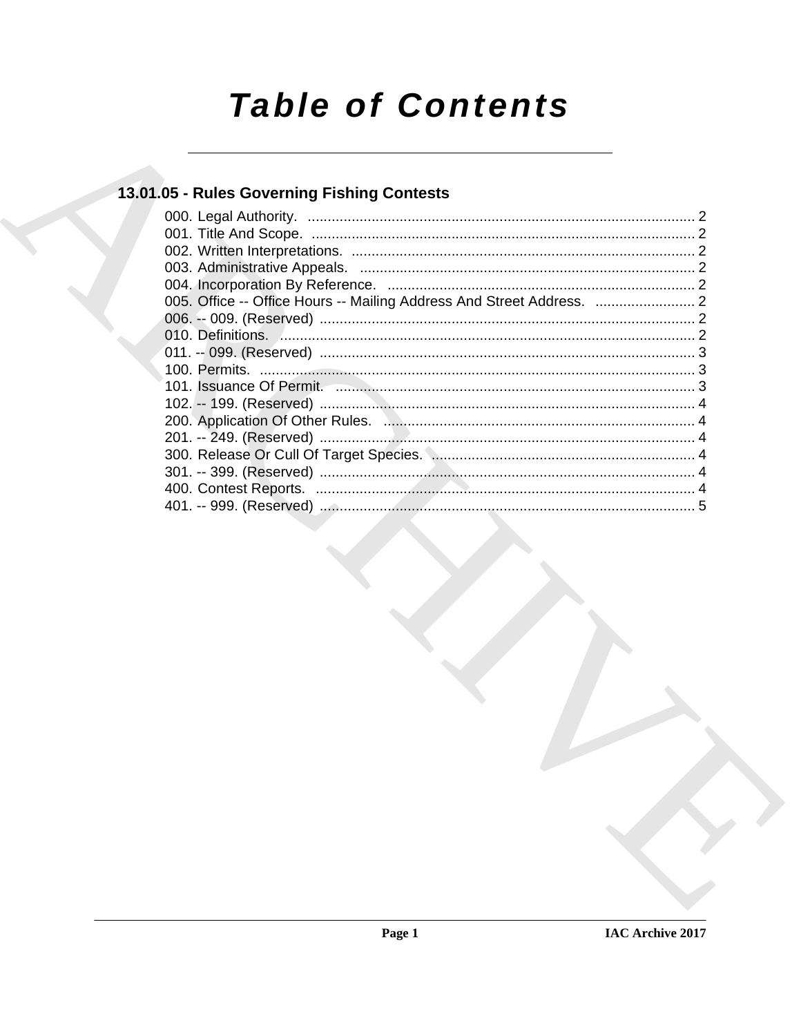# Table of Contents

## 13.01.05 - Rules Governing Fishing Contests

000. Legal Authority. ........................................................................................ 2
001. Title And Scope. ........................................................................................ 2
002. Written Interpretations. ........................................................................................ 2
003. Administrative Appeals. ........................................................................................ 2
004. Incorporation By Reference. ........................................................................................ 2
005. Office -- Office Hours -- Mailing Address And Street Address. ........................................ 2
006. -- 009. (Reserved) ........................................................................................ 2
010. Definitions. ........................................................................................ 2
011. -- 099. (Reserved) ........................................................................................ 3
100. Permits. ........................................................................................ 3
101. Issuance Of Permit. ........................................................................................ 3
102. -- 199. (Reserved) ........................................................................................ 4
200. Application Of Other Rules. ........................................................................................ 4
201. -- 249. (Reserved) ........................................................................................ 4
300. Release Or Cull Of Target Species. ........................................................................................ 4
301. -- 399. (Reserved) ........................................................................................ 4
400. Contest Reports. ........................................................................................ 4
401. -- 999. (Reserved) ........................................................................................ 5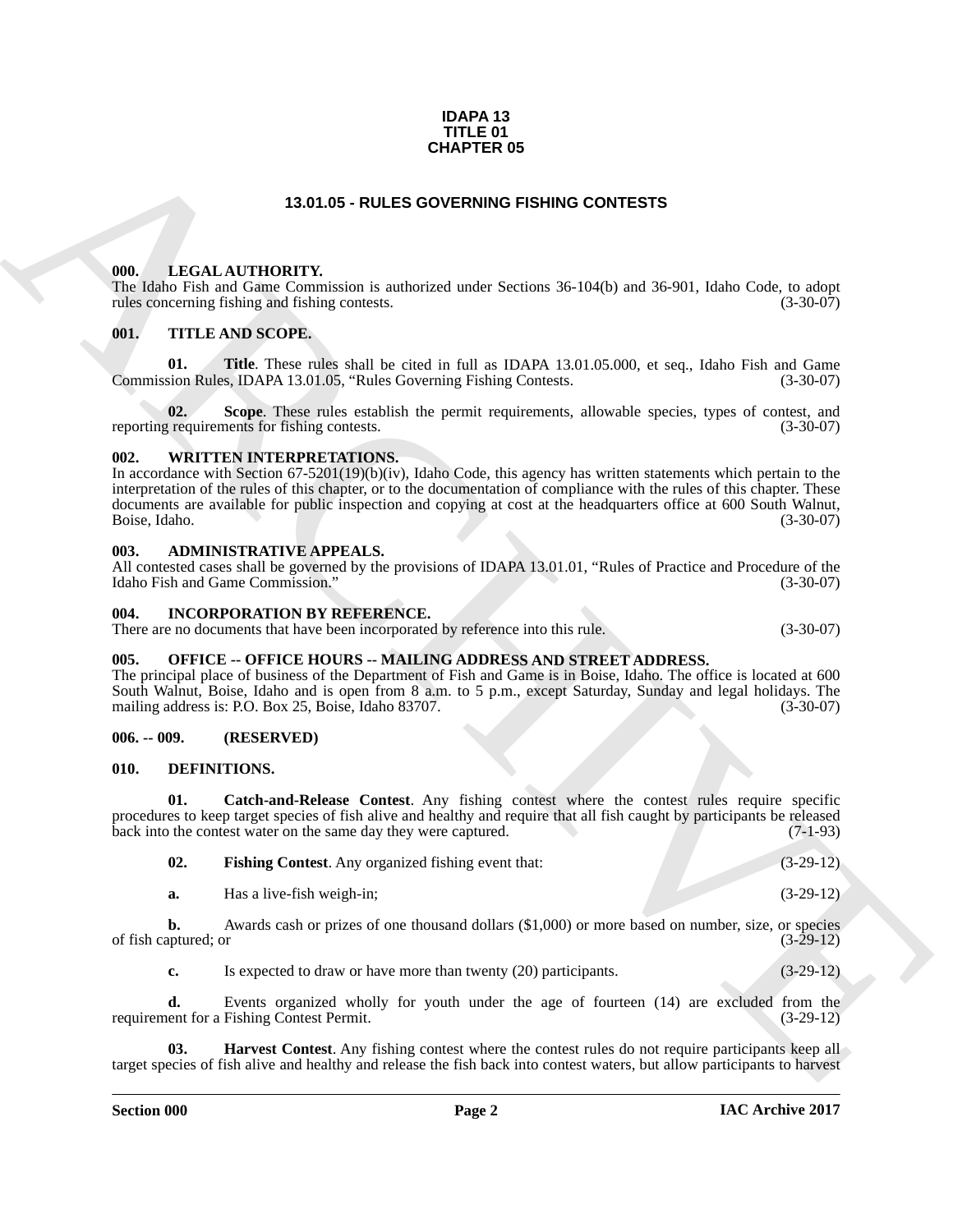**IDAPA 13**
**TITLE 01**
**CHAPTER 05**

# 13.01.05 - RULES GOVERNING FISHING CONTESTS

## 000. LEGAL AUTHORITY.

The Idaho Fish and Game Commission is authorized under Sections 36-104(b) and 36-901, Idaho Code, to adopt rules concerning fishing and fishing contests. (3-30-07)

## 001. TITLE AND SCOPE.

**01. Title**. These rules shall be cited in full as IDAPA 13.01.05.000, et seq., Idaho Fish and Game Commission Rules, IDAPA 13.01.05, "Rules Governing Fishing Contests. (3-30-07)

**02. Scope**. These rules establish the permit requirements, allowable species, types of contest, and reporting requirements for fishing contests. (3-30-07)

## 002. WRITTEN INTERPRETATIONS.

In accordance with Section 67-5201(19)(b)(iv), Idaho Code, this agency has written statements which pertain to the interpretation of the rules of this chapter, or to the documentation of compliance with the rules of this chapter. These documents are available for public inspection and copying at cost at the headquarters office at 600 South Walnut, Boise, Idaho. (3-30-07)

## 003. ADMINISTRATIVE APPEALS.

All contested cases shall be governed by the provisions of IDAPA 13.01.01, "Rules of Practice and Procedure of the Idaho Fish and Game Commission." (3-30-07)

## 004. INCORPORATION BY REFERENCE.

There are no documents that have been incorporated by reference into this rule. (3-30-07)

## 005. OFFICE -- OFFICE HOURS -- MAILING ADDRESS AND STREET ADDRESS.

The principal place of business of the Department of Fish and Game is in Boise, Idaho. The office is located at 600 South Walnut, Boise, Idaho and is open from 8 a.m. to 5 p.m., except Saturday, Sunday and legal holidays. The mailing address is: P.O. Box 25, Boise, Idaho 83707. (3-30-07)

## 006. -- 009. (RESERVED)

## 010. DEFINITIONS.

**01. Catch-and-Release Contest**. Any fishing contest where the contest rules require specific procedures to keep target species of fish alive and healthy and require that all fish caught by participants be released back into the contest water on the same day they were captured. (7-1-93)

**02. Fishing Contest**. Any organized fishing event that: (3-29-12)

**a.** Has a live-fish weigh-in; (3-29-12)

**b.** Awards cash or prizes of one thousand dollars ($1,000) or more based on number, size, or species of fish captured; or (3-29-12)

**c.** Is expected to draw or have more than twenty (20) participants. (3-29-12)

**d.** Events organized wholly for youth under the age of fourteen (14) are excluded from the requirement for a Fishing Contest Permit. (3-29-12)

**03. Harvest Contest**. Any fishing contest where the contest rules do not require participants keep all target species of fish alive and healthy and release the fish back into contest waters, but allow participants to harvest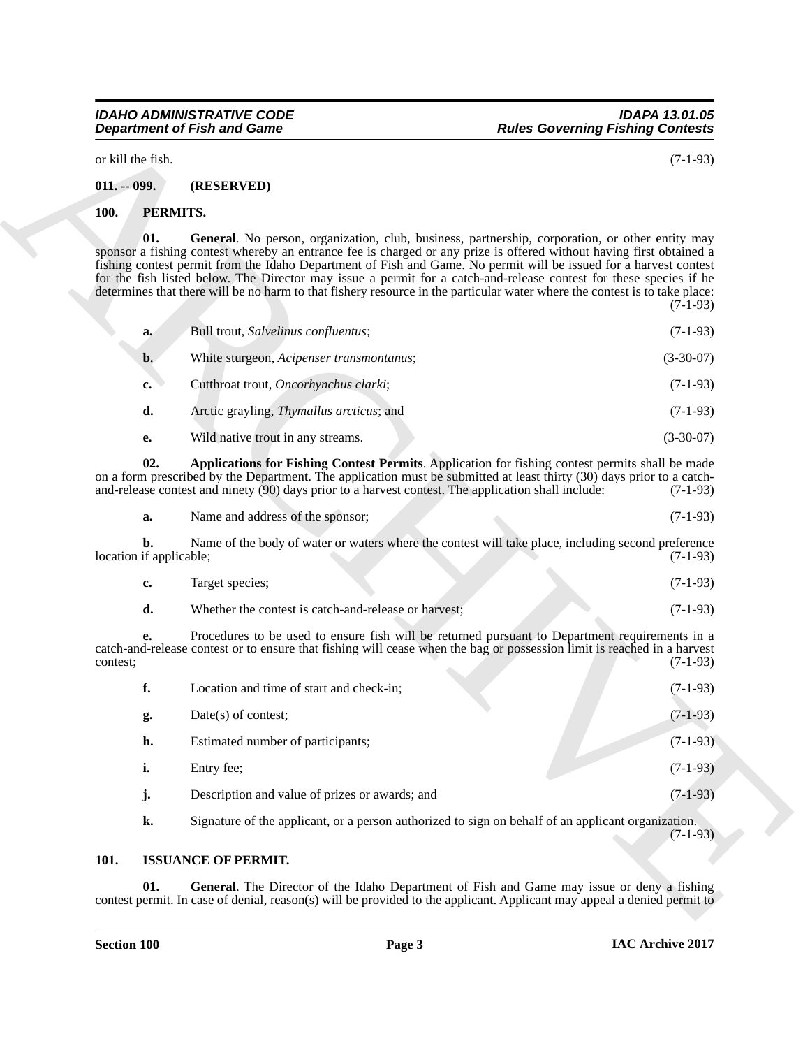or kill the fish. (7-1-93)

**011. -- 099. (RESERVED)**

**100. PERMITS.**

**01. General**. No person, organization, club, business, partnership, corporation, or other entity may sponsor a fishing contest whereby an entrance fee is charged or any prize is offered without having first obtained a fishing contest permit from the Idaho Department of Fish and Game. No permit will be issued for a harvest contest for the fish listed below. The Director may issue a permit for a catch-and-release contest for these species if he determines that there will be no harm to that fishery resource in the particular water where the contest is to take place: (7-1-93)

**a.** Bull trout, *Salvelinus confluentus*; (7-1-93)

**b.** White sturgeon, *Acipenser transmontanus*; (3-30-07)

**c.** Cutthroat trout, *Oncorhynchus clarki*; (7-1-93)

**d.** Arctic grayling, *Thymallus arcticus*; and (7-1-93)

**e.** Wild native trout in any streams. (3-30-07)

**02. Applications for Fishing Contest Permits**. Application for fishing contest permits shall be made on a form prescribed by the Department. The application must be submitted at least thirty (30) days prior to a catch-and-release contest and ninety (90) days prior to a harvest contest. The application shall include: (7-1-93)

**a.** Name and address of the sponsor; (7-1-93)

**b.** Name of the body of water or waters where the contest will take place, including second preference location if applicable; (7-1-93)

**c.** Target species; (7-1-93)

**d.** Whether the contest is catch-and-release or harvest; (7-1-93)

**e.** Procedures to be used to ensure fish will be returned pursuant to Department requirements in a catch-and-release contest or to ensure that fishing will cease when the bag or possession limit is reached in a harvest contest; (7-1-93)

**f.** Location and time of start and check-in; (7-1-93)

**g.** Date(s) of contest; (7-1-93)

**h.** Estimated number of participants; (7-1-93)

**i.** Entry fee; (7-1-93)

**j.** Description and value of prizes or awards; and (7-1-93)

**k.** Signature of the applicant, or a person authorized to sign on behalf of an applicant organization. (7-1-93)

**101. ISSUANCE OF PERMIT.**

**01. General**. The Director of the Idaho Department of Fish and Game may issue or deny a fishing contest permit. In case of denial, reason(s) will be provided to the applicant. Applicant may appeal a denied permit to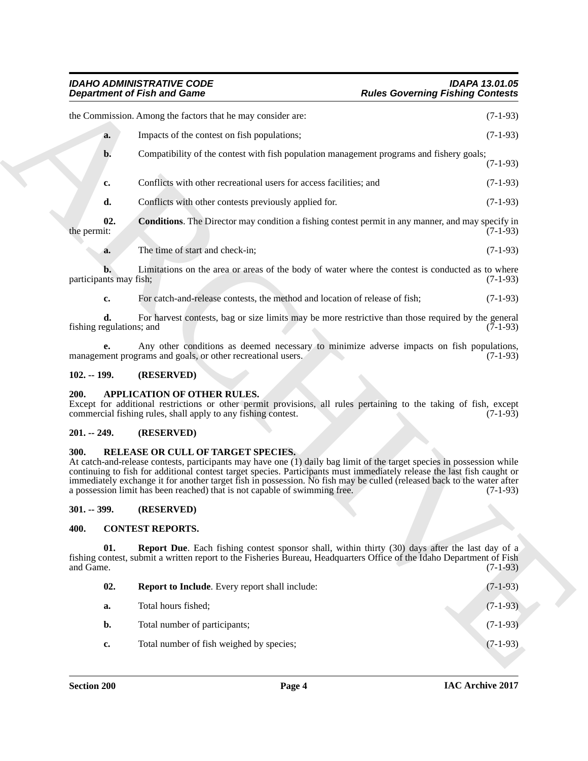the Commission. Among the factors that he may consider are: (7-1-93)

**a.** Impacts of the contest on fish populations; (7-1-93)

**b.** Compatibility of the contest with fish population management programs and fishery goals; (7-1-93)

**c.** Conflicts with other recreational users for access facilities; and (7-1-93)

**d.** Conflicts with other contests previously applied for. (7-1-93)

**02. Conditions**. The Director may condition a fishing contest permit in any manner, and may specify in the permit: (7-1-93)

**a.** The time of start and check-in; (7-1-93)

**b.** Limitations on the area or areas of the body of water where the contest is conducted as to where participants may fish; (7-1-93)

**c.** For catch-and-release contests, the method and location of release of fish; (7-1-93)

**d.** For harvest contests, bag or size limits may be more restrictive than those required by the general fishing regulations; and (7-1-93)

**e.** Any other conditions as deemed necessary to minimize adverse impacts on fish populations, management programs and goals, or other recreational users. (7-1-93)

**102. -- 199. (RESERVED)**

**200. APPLICATION OF OTHER RULES.**

Except for additional restrictions or other permit provisions, all rules pertaining to the taking of fish, except commercial fishing rules, shall apply to any fishing contest. (7-1-93)

**201. -- 249. (RESERVED)**

**300. RELEASE OR CULL OF TARGET SPECIES.**

At catch-and-release contests, participants may have one (1) daily bag limit of the target species in possession while continuing to fish for additional contest target species. Participants must immediately release the last fish caught or immediately exchange it for another target fish in possession. No fish may be culled (released back to the water after a possession limit has been reached) that is not capable of swimming free. (7-1-93)

**301. -- 399. (RESERVED)**

**400. CONTEST REPORTS.**

**01. Report Due**. Each fishing contest sponsor shall, within thirty (30) days after the last day of a fishing contest, submit a written report to the Fisheries Bureau, Headquarters Office of the Idaho Department of Fish and Game. (7-1-93)

**02. Report to Include**. Every report shall include: (7-1-93)

**a.** Total hours fished; (7-1-93)

**b.** Total number of participants; (7-1-93)

**c.** Total number of fish weighed by species; (7-1-93)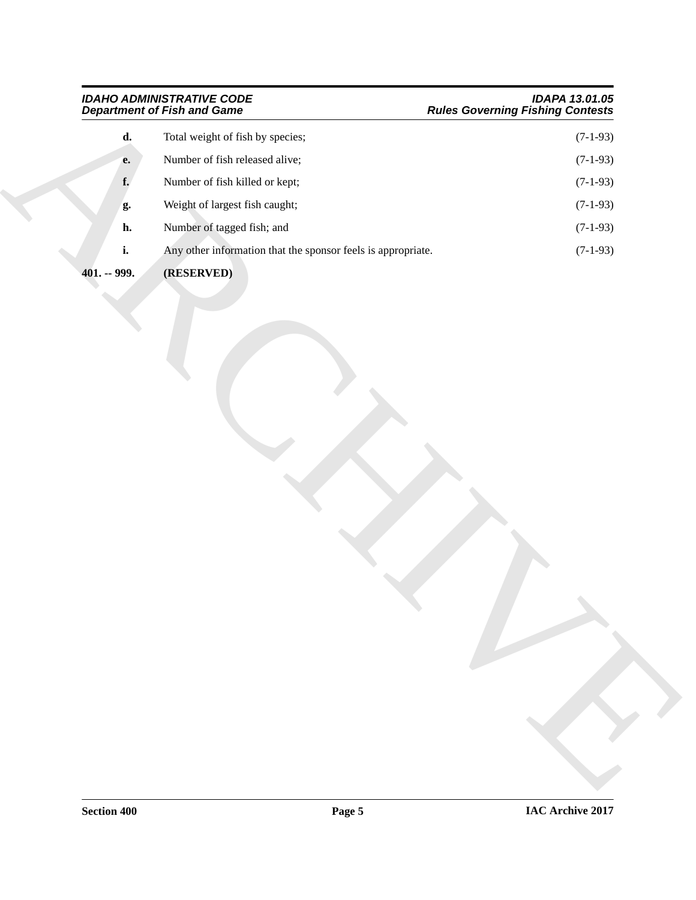**d.** Total weight of fish by species; (7-1-93)

**e.** Number of fish released alive; (7-1-93)

**f.** Number of fish killed or kept; (7-1-93)

**g.** Weight of largest fish caught; (7-1-93)

**h.** Number of tagged fish; and (7-1-93)

**i.** Any other information that the sponsor feels is appropriate. (7-1-93)

**401. -- 999. (RESERVED)**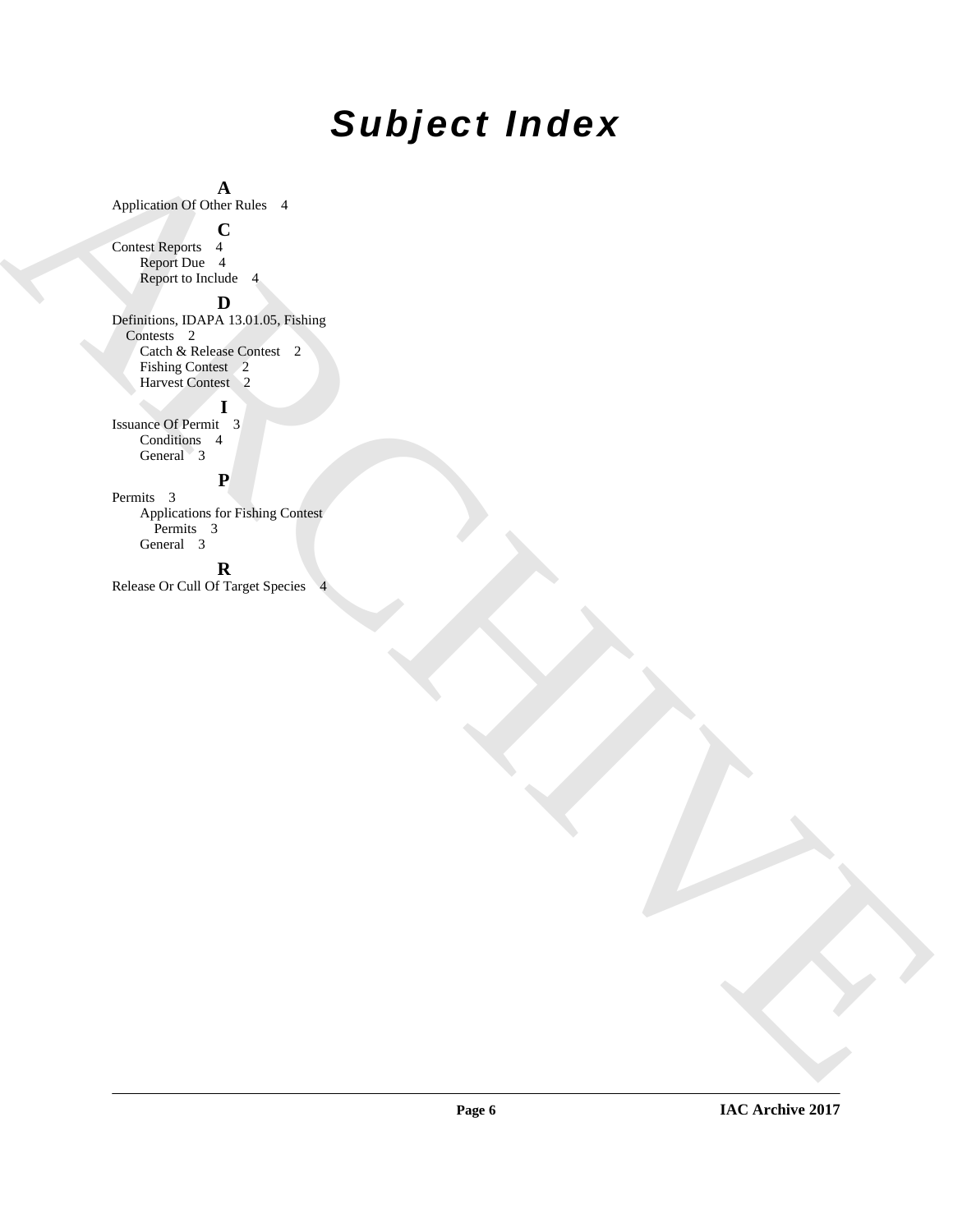# *Subject Index*

**A**

Application Of Other Rules 4

**C**

Contest Reports 4
- Report Due 4
- Report to Include 4

**D**

Definitions, IDAPA 13.01.05, Fishing Contests 2
- Catch & Release Contest 2
- Fishing Contest 2
- Harvest Contest 2

**I**

Issuance Of Permit 3
- Conditions 4
- General 3

**P**

Permits 3
- Applications for Fishing Contest Permits 3
- General 3

**R**

Release Or Cull Of Target Species 4